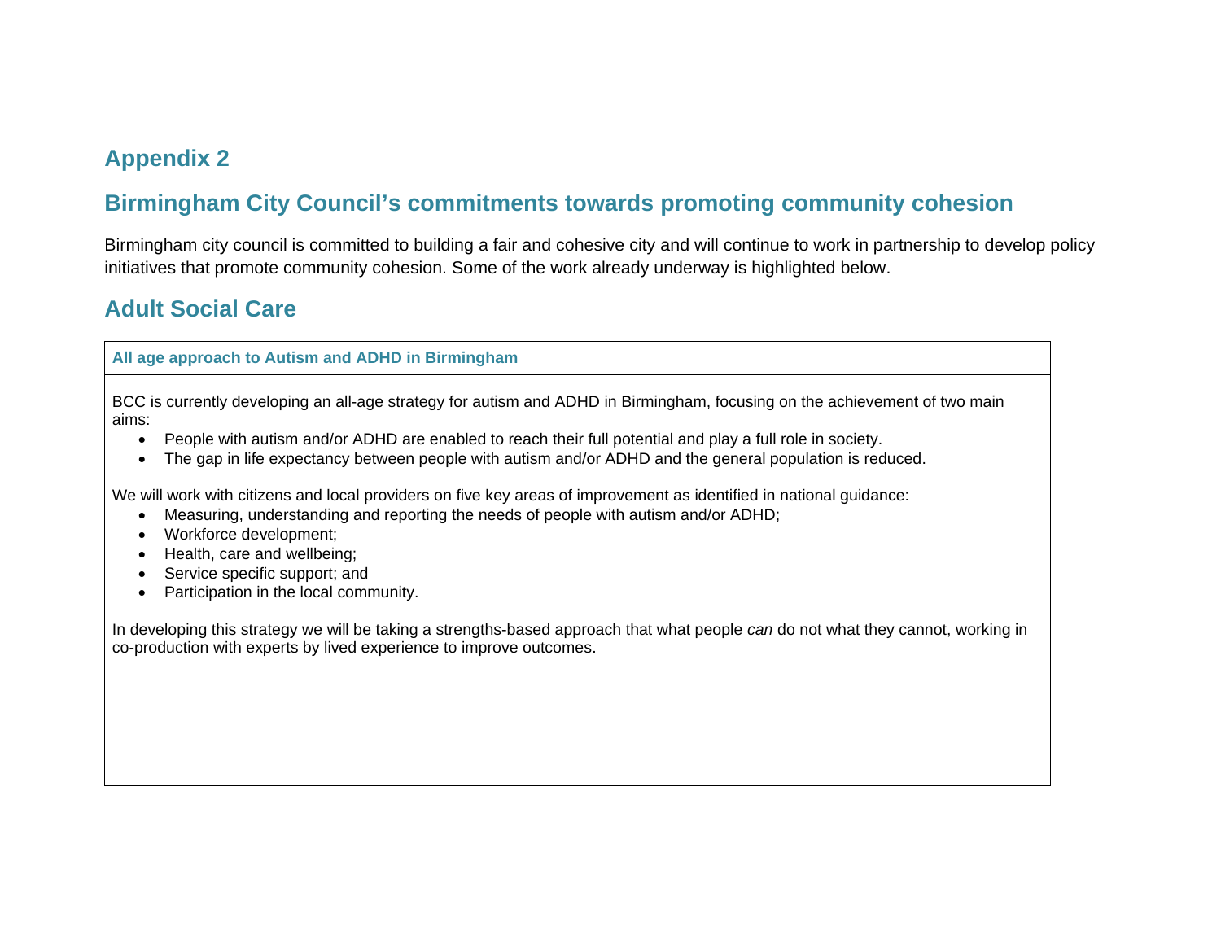# Appendix 2

## Birmingham City Council's commitments towards promoting community cohesion

Birmingham city council is committed to building a fair and cohesive city and will continue to work in partnership to develop policy initiatives that promote community cohesion. Some of the work already underway is highlighted below.

## Adult Social Care

| All age approach to Autism and ADHD in Birmingham |
| --- |
| BCC is currently developing an all-age strategy for autism and ADHD in Birmingham, focusing on the achievement of two main aims:<br>• People with autism and/or ADHD are enabled to reach their full potential and play a full role in society.<br>• The gap in life expectancy between people with autism and/or ADHD and the general population is reduced.<br><br>We will work with citizens and local providers on five key areas of improvement as identified in national guidance:<br>• Measuring, understanding and reporting the needs of people with autism and/or ADHD;<br>• Workforce development;<br>• Health, care and wellbeing;<br>• Service specific support; and<br>• Participation in the local community.<br><br>In developing this strategy we will be taking a strengths-based approach that what people *can* do not what they cannot, working in co-production with experts by lived experience to improve outcomes. |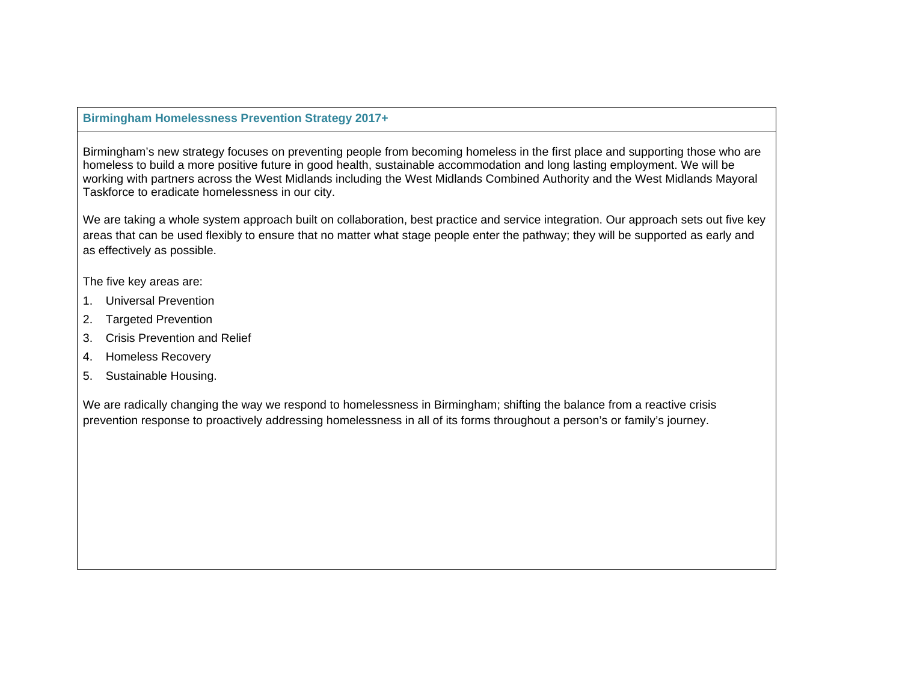## Birmingham Homelessness Prevention Strategy 2017+

Birmingham's new strategy focuses on preventing people from becoming homeless in the first place and supporting those who are homeless to build a more positive future in good health, sustainable accommodation and long lasting employment. We will be working with partners across the West Midlands including the West Midlands Combined Authority and the West Midlands Mayoral Taskforce to eradicate homelessness in our city.

We are taking a whole system approach built on collaboration, best practice and service integration. Our approach sets out five key areas that can be used flexibly to ensure that no matter what stage people enter the pathway; they will be supported as early and as effectively as possible.

The five key areas are:

1. Universal Prevention
2. Targeted Prevention
3. Crisis Prevention and Relief
4. Homeless Recovery
5. Sustainable Housing.

We are radically changing the way we respond to homelessness in Birmingham; shifting the balance from a reactive crisis prevention response to proactively addressing homelessness in all of its forms throughout a person's or family's journey.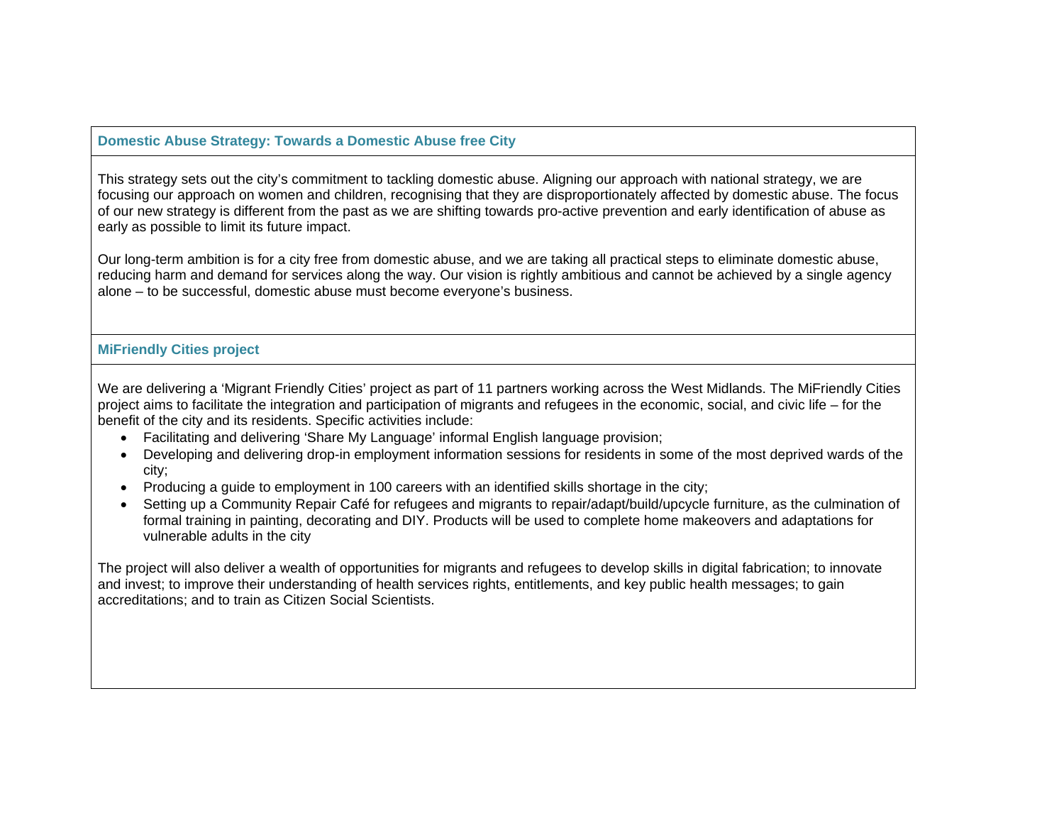### Domestic Abuse Strategy: Towards a Domestic Abuse free City

This strategy sets out the city's commitment to tackling domestic abuse. Aligning our approach with national strategy, we are focusing our approach on women and children, recognising that they are disproportionately affected by domestic abuse. The focus of our new strategy is different from the past as we are shifting towards pro-active prevention and early identification of abuse as early as possible to limit its future impact.

Our long-term ambition is for a city free from domestic abuse, and we are taking all practical steps to eliminate domestic abuse, reducing harm and demand for services along the way. Our vision is rightly ambitious and cannot be achieved by a single agency alone – to be successful, domestic abuse must become everyone's business.

### MiFriendly Cities project

We are delivering a 'Migrant Friendly Cities' project as part of 11 partners working across the West Midlands. The MiFriendly Cities project aims to facilitate the integration and participation of migrants and refugees in the economic, social, and civic life – for the benefit of the city and its residents. Specific activities include:

- Facilitating and delivering 'Share My Language' informal English language provision;
- Developing and delivering drop-in employment information sessions for residents in some of the most deprived wards of the city;
- Producing a guide to employment in 100 careers with an identified skills shortage in the city;
- Setting up a Community Repair Café for refugees and migrants to repair/adapt/build/upcycle furniture, as the culmination of formal training in painting, decorating and DIY. Products will be used to complete home makeovers and adaptations for vulnerable adults in the city

The project will also deliver a wealth of opportunities for migrants and refugees to develop skills in digital fabrication; to innovate and invest; to improve their understanding of health services rights, entitlements, and key public health messages; to gain accreditations; and to train as Citizen Social Scientists.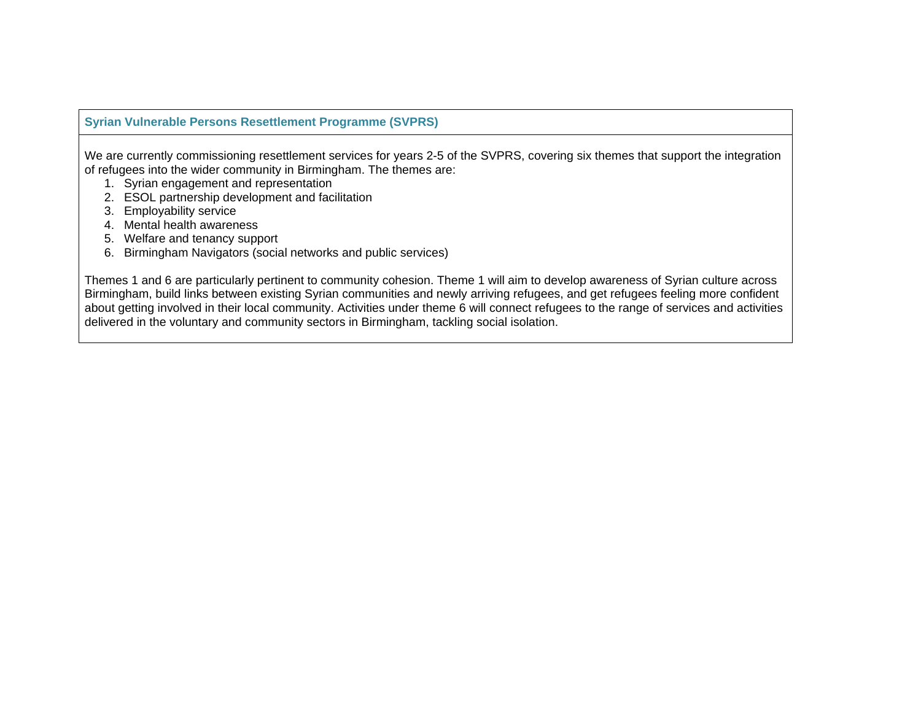**Syrian Vulnerable Persons Resettlement Programme (SVPRS)**

We are currently commissioning resettlement services for years 2-5 of the SVPRS, covering six themes that support the integration of refugees into the wider community in Birmingham. The themes are:

1. Syrian engagement and representation
2. ESOL partnership development and facilitation
3. Employability service
4. Mental health awareness
5. Welfare and tenancy support
6. Birmingham Navigators (social networks and public services)

Themes 1 and 6 are particularly pertinent to community cohesion. Theme 1 will aim to develop awareness of Syrian culture across Birmingham, build links between existing Syrian communities and newly arriving refugees, and get refugees feeling more confident about getting involved in their local community. Activities under theme 6 will connect refugees to the range of services and activities delivered in the voluntary and community sectors in Birmingham, tackling social isolation.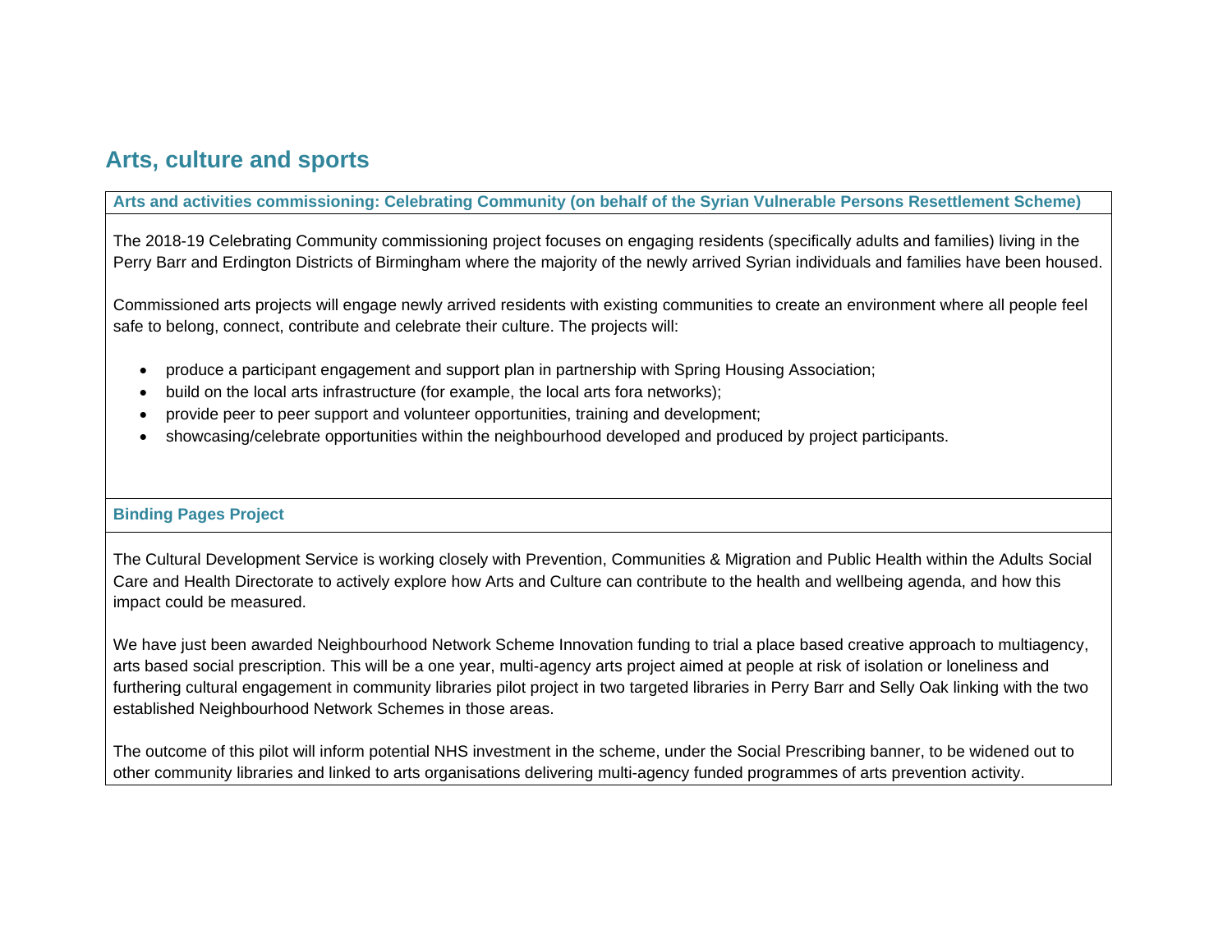## Arts, culture and sports

### Arts and activities commissioning: Celebrating Community (on behalf of the Syrian Vulnerable Persons Resettlement Scheme)

The 2018-19 Celebrating Community commissioning project focuses on engaging residents (specifically adults and families) living in the Perry Barr and Erdington Districts of Birmingham where the majority of the newly arrived Syrian individuals and families have been housed.

Commissioned arts projects will engage newly arrived residents with existing communities to create an environment where all people feel safe to belong, connect, contribute and celebrate their culture. The projects will:

- produce a participant engagement and support plan in partnership with Spring Housing Association;
- build on the local arts infrastructure (for example, the local arts fora networks);
- provide peer to peer support and volunteer opportunities, training and development;
- showcasing/celebrate opportunities within the neighbourhood developed and produced by project participants.

### Binding Pages Project

The Cultural Development Service is working closely with Prevention, Communities & Migration and Public Health within the Adults Social Care and Health Directorate to actively explore how Arts and Culture can contribute to the health and wellbeing agenda, and how this impact could be measured.

We have just been awarded Neighbourhood Network Scheme Innovation funding to trial a place based creative approach to multiagency, arts based social prescription. This will be a one year, multi-agency arts project aimed at people at risk of isolation or loneliness and furthering cultural engagement in community libraries pilot project in two targeted libraries in Perry Barr and Selly Oak linking with the two established Neighbourhood Network Schemes in those areas.

The outcome of this pilot will inform potential NHS investment in the scheme, under the Social Prescribing banner, to be widened out to other community libraries and linked to arts organisations delivering multi-agency funded programmes of arts prevention activity.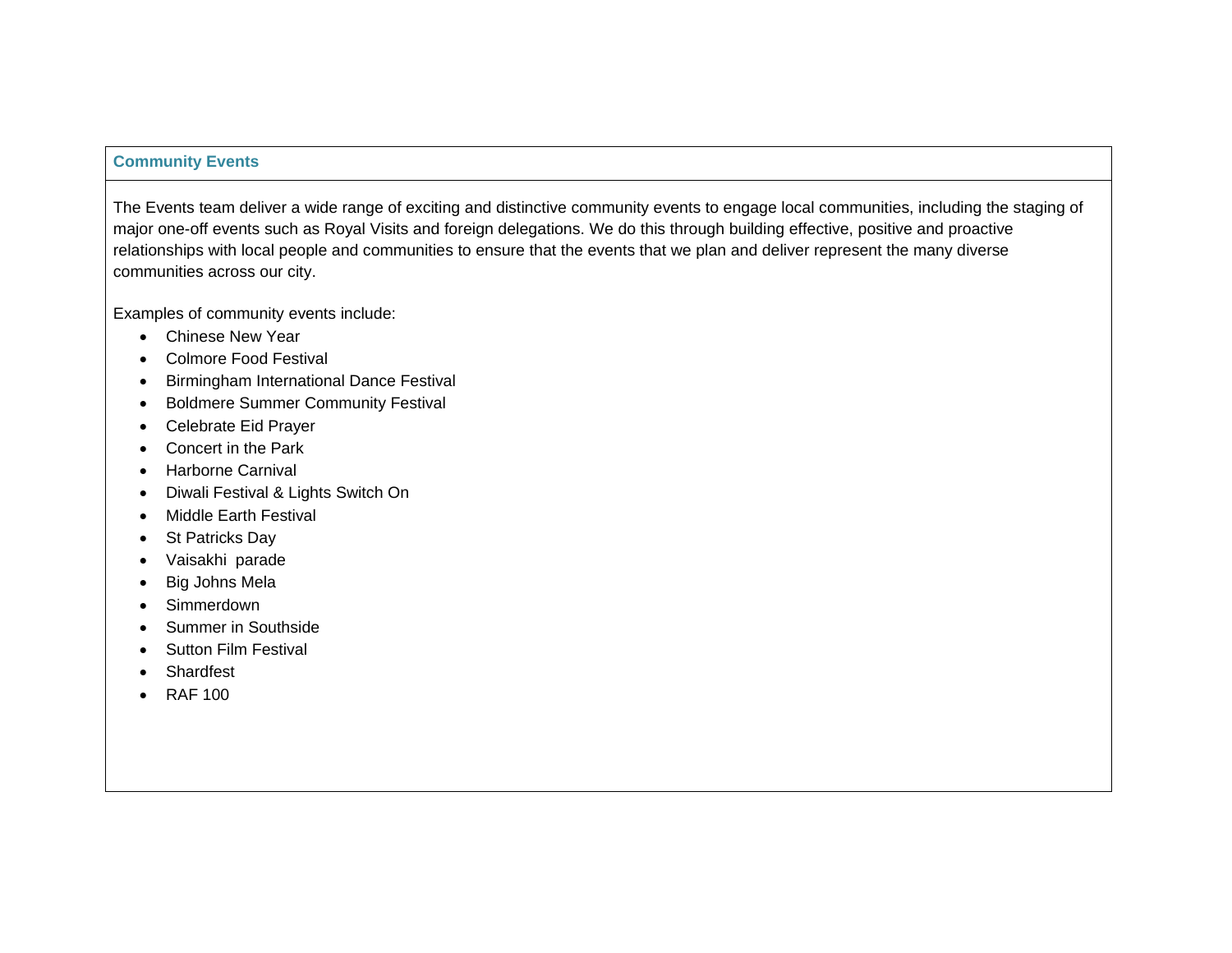**Community Events**

The Events team deliver a wide range of exciting and distinctive community events to engage local communities, including the staging of major one-off events such as Royal Visits and foreign delegations. We do this through building effective, positive and proactive relationships with local people and communities to ensure that the events that we plan and deliver represent the many diverse communities across our city.

Examples of community events include:

- Chinese New Year
- Colmore Food Festival
- Birmingham International Dance Festival
- Boldmere Summer Community Festival
- Celebrate Eid Prayer
- Concert in the Park
- Harborne Carnival
- Diwali Festival & Lights Switch On
- Middle Earth Festival
- St Patricks Day
- Vaisakhi parade
- Big Johns Mela
- Simmerdown
- Summer in Southside
- Sutton Film Festival
- Shardfest
- RAF 100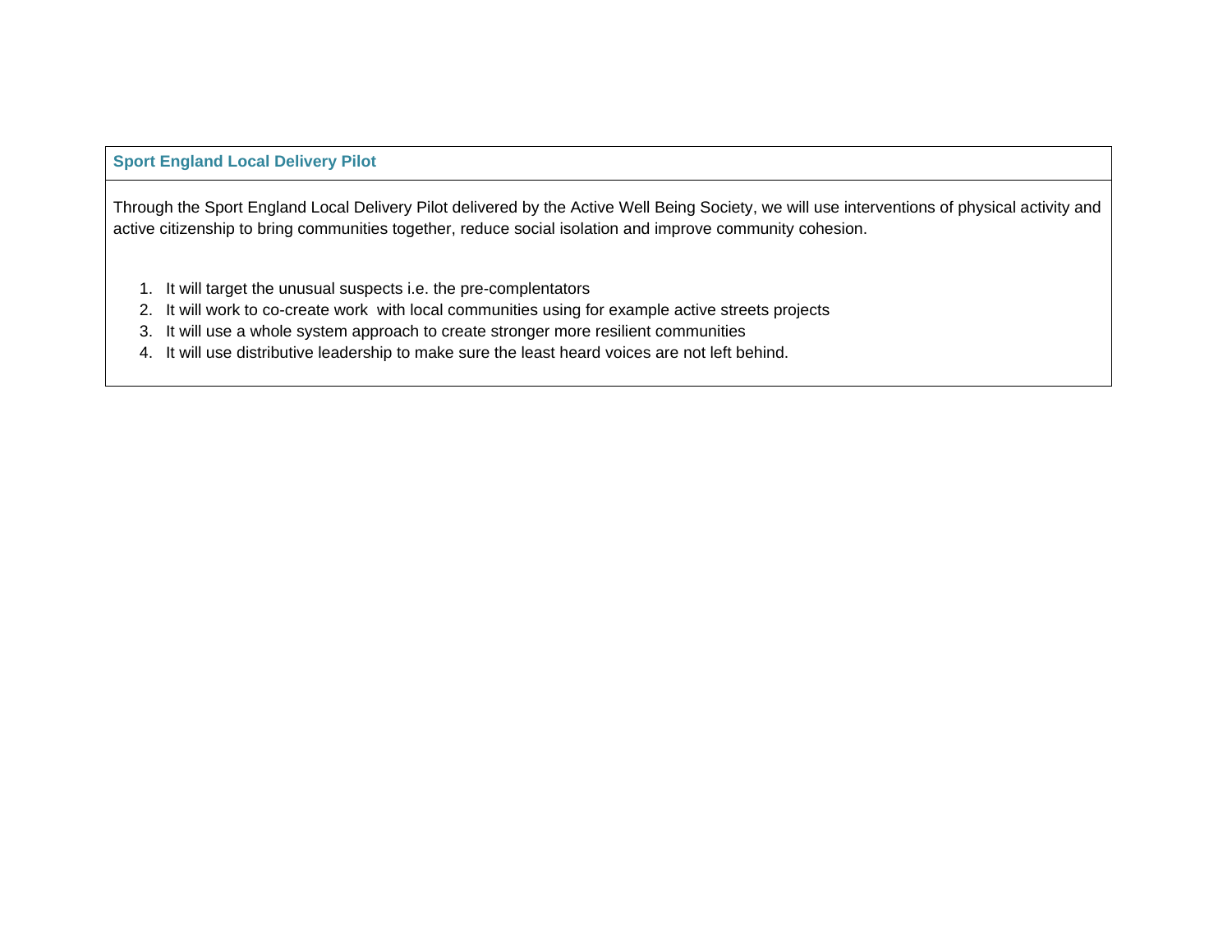**Sport England Local Delivery Pilot**

Through the Sport England Local Delivery Pilot delivered by the Active Well Being Society, we will use interventions of physical activity and active citizenship to bring communities together, reduce social isolation and improve community cohesion.

1. It will target the unusual suspects i.e. the pre-complentators
2. It will work to co-create work with local communities using for example active streets projects
3. It will use a whole system approach to create stronger more resilient communities
4. It will use distributive leadership to make sure the least heard voices are not left behind.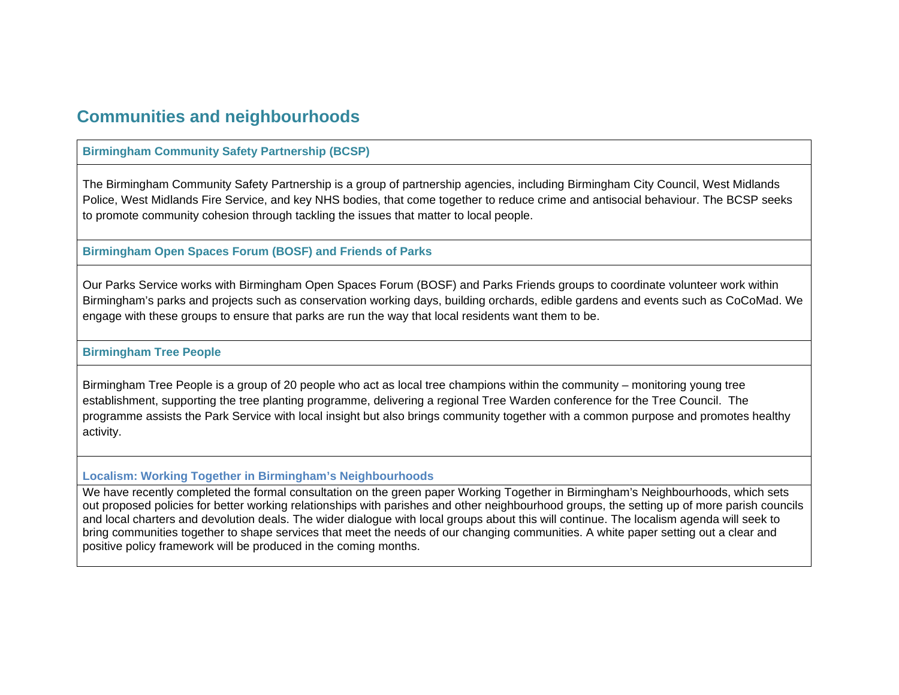## Communities and neighbourhoods

### Birmingham Community Safety Partnership (BCSP)

The Birmingham Community Safety Partnership is a group of partnership agencies, including Birmingham City Council, West Midlands Police, West Midlands Fire Service, and key NHS bodies, that come together to reduce crime and antisocial behaviour. The BCSP seeks to promote community cohesion through tackling the issues that matter to local people.

### Birmingham Open Spaces Forum (BOSF) and Friends of Parks

Our Parks Service works with Birmingham Open Spaces Forum (BOSF) and Parks Friends groups to coordinate volunteer work within Birmingham's parks and projects such as conservation working days, building orchards, edible gardens and events such as CoCoMad. We engage with these groups to ensure that parks are run the way that local residents want them to be.

### Birmingham Tree People

Birmingham Tree People is a group of 20 people who act as local tree champions within the community – monitoring young tree establishment, supporting the tree planting programme, delivering a regional Tree Warden conference for the Tree Council. The programme assists the Park Service with local insight but also brings community together with a common purpose and promotes healthy activity.

### Localism: Working Together in Birmingham's Neighbourhoods

We have recently completed the formal consultation on the green paper Working Together in Birmingham's Neighbourhoods, which sets out proposed policies for better working relationships with parishes and other neighbourhood groups, the setting up of more parish councils and local charters and devolution deals. The wider dialogue with local groups about this will continue. The localism agenda will seek to bring communities together to shape services that meet the needs of our changing communities. A white paper setting out a clear and positive policy framework will be produced in the coming months.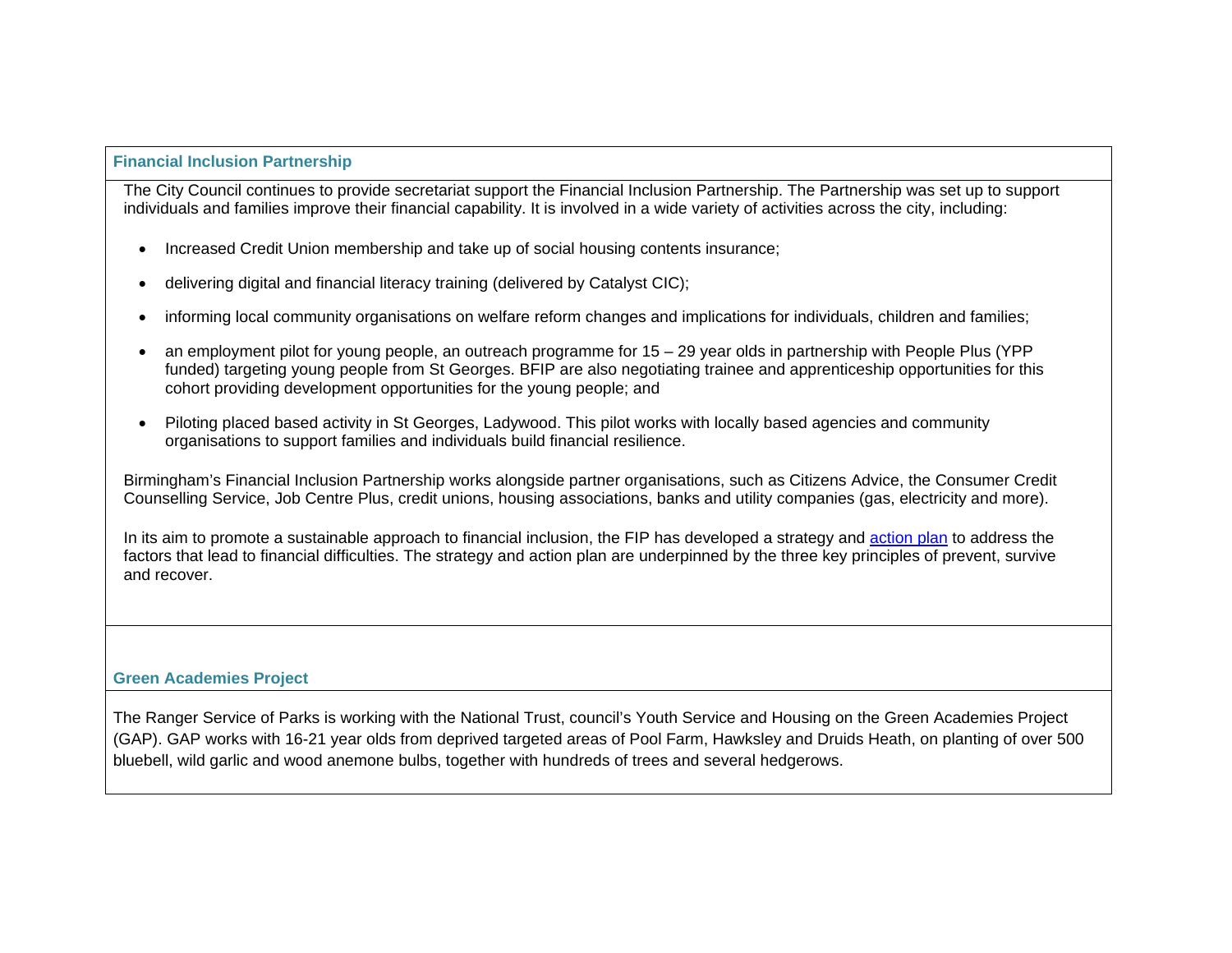### Financial Inclusion Partnership

The City Council continues to provide secretariat support the Financial Inclusion Partnership. The Partnership was set up to support individuals and families improve their financial capability. It is involved in a wide variety of activities across the city, including:

- Increased Credit Union membership and take up of social housing contents insurance;
- delivering digital and financial literacy training (delivered by Catalyst CIC);
- informing local community organisations on welfare reform changes and implications for individuals, children and families;
- an employment pilot for young people, an outreach programme for 15 – 29 year olds in partnership with People Plus (YPP funded) targeting young people from St Georges. BFIP are also negotiating trainee and apprenticeship opportunities for this cohort providing development opportunities for the young people; and
- Piloting placed based activity in St Georges, Ladywood. This pilot works with locally based agencies and community organisations to support families and individuals build financial resilience.

Birmingham's Financial Inclusion Partnership works alongside partner organisations, such as Citizens Advice, the Consumer Credit Counselling Service, Job Centre Plus, credit unions, housing associations, banks and utility companies (gas, electricity and more).

In its aim to promote a sustainable approach to financial inclusion, the FIP has developed a strategy and action plan to address the factors that lead to financial difficulties. The strategy and action plan are underpinned by the three key principles of prevent, survive and recover.

### Green Academies Project

The Ranger Service of Parks is working with the National Trust, council's Youth Service and Housing on the Green Academies Project (GAP). GAP works with 16-21 year olds from deprived targeted areas of Pool Farm, Hawksley and Druids Heath, on planting of over 500 bluebell, wild garlic and wood anemone bulbs, together with hundreds of trees and several hedgerows.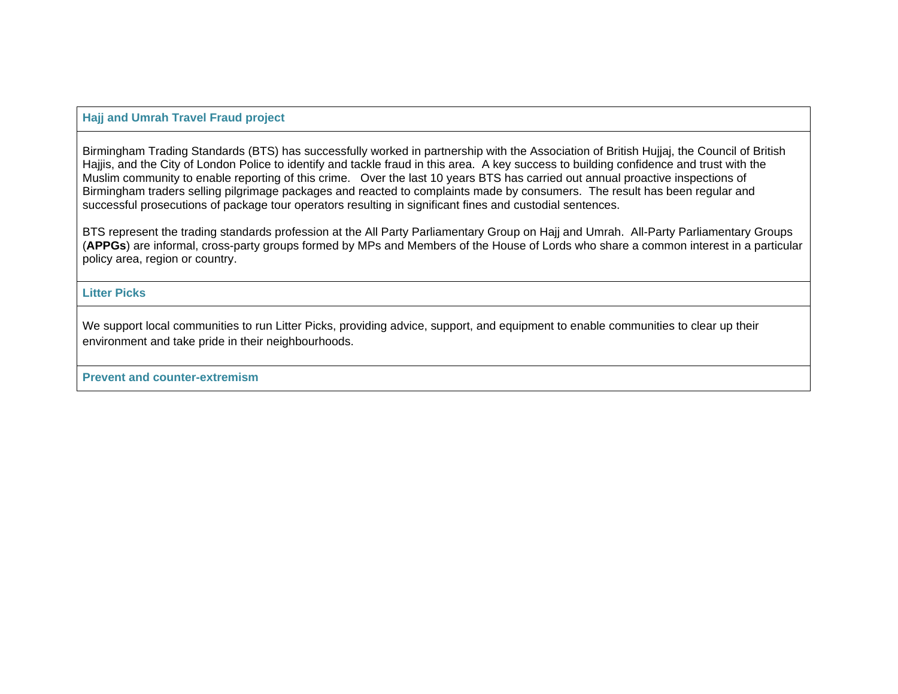### Hajj and Umrah Travel Fraud project

Birmingham Trading Standards (BTS) has successfully worked in partnership with the Association of British Hujjaj, the Council of British Hajjis, and the City of London Police to identify and tackle fraud in this area. A key success to building confidence and trust with the Muslim community to enable reporting of this crime. Over the last 10 years BTS has carried out annual proactive inspections of Birmingham traders selling pilgrimage packages and reacted to complaints made by consumers. The result has been regular and successful prosecutions of package tour operators resulting in significant fines and custodial sentences.

BTS represent the trading standards profession at the All Party Parliamentary Group on Hajj and Umrah. All-Party Parliamentary Groups (**APPGs**) are informal, cross-party groups formed by MPs and Members of the House of Lords who share a common interest in a particular policy area, region or country.

### Litter Picks

We support local communities to run Litter Picks, providing advice, support, and equipment to enable communities to clear up their environment and take pride in their neighbourhoods.

### Prevent and counter-extremism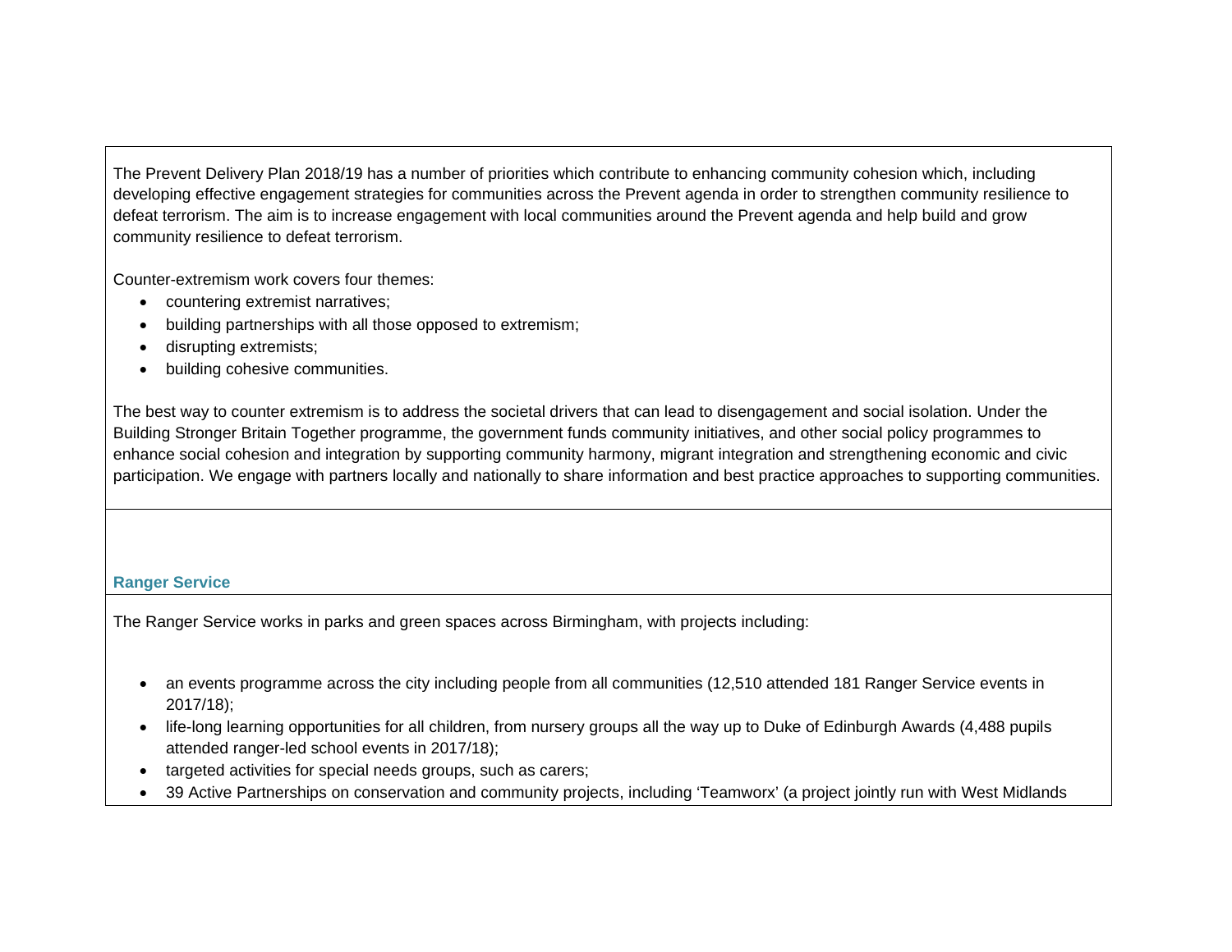The Prevent Delivery Plan 2018/19 has a number of priorities which contribute to enhancing community cohesion which, including developing effective engagement strategies for communities across the Prevent agenda in order to strengthen community resilience to defeat terrorism. The aim is to increase engagement with local communities around the Prevent agenda and help build and grow community resilience to defeat terrorism.

Counter-extremism work covers four themes:

- countering extremist narratives;
- building partnerships with all those opposed to extremism;
- disrupting extremists;
- building cohesive communities.

The best way to counter extremism is to address the societal drivers that can lead to disengagement and social isolation. Under the Building Stronger Britain Together programme, the government funds community initiatives, and other social policy programmes to enhance social cohesion and integration by supporting community harmony, migrant integration and strengthening economic and civic participation. We engage with partners locally and nationally to share information and best practice approaches to supporting communities.

### Ranger Service

The Ranger Service works in parks and green spaces across Birmingham, with projects including:

- an events programme across the city including people from all communities (12,510 attended 181 Ranger Service events in 2017/18);
- life-long learning opportunities for all children, from nursery groups all the way up to Duke of Edinburgh Awards (4,488 pupils attended ranger-led school events in 2017/18);
- targeted activities for special needs groups, such as carers;
- 39 Active Partnerships on conservation and community projects, including 'Teamworx' (a project jointly run with West Midlands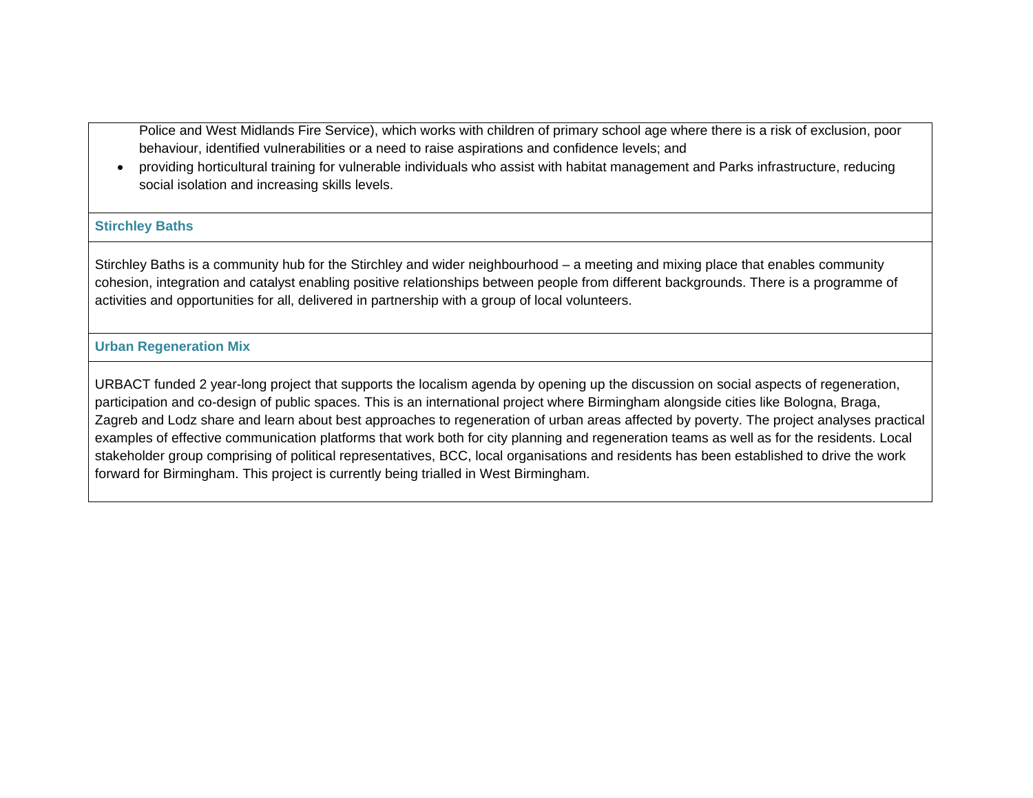Police and West Midlands Fire Service), which works with children of primary school age where there is a risk of exclusion, poor behaviour, identified vulnerabilities or a need to raise aspirations and confidence levels; and

- providing horticultural training for vulnerable individuals who assist with habitat management and Parks infrastructure, reducing social isolation and increasing skills levels.

**Stirchley Baths**

Stirchley Baths is a community hub for the Stirchley and wider neighbourhood – a meeting and mixing place that enables community cohesion, integration and catalyst enabling positive relationships between people from different backgrounds. There is a programme of activities and opportunities for all, delivered in partnership with a group of local volunteers.

**Urban Regeneration Mix**

URBACT funded 2 year-long project that supports the localism agenda by opening up the discussion on social aspects of regeneration, participation and co-design of public spaces. This is an international project where Birmingham alongside cities like Bologna, Braga, Zagreb and Lodz share and learn about best approaches to regeneration of urban areas affected by poverty. The project analyses practical examples of effective communication platforms that work both for city planning and regeneration teams as well as for the residents. Local stakeholder group comprising of political representatives, BCC, local organisations and residents has been established to drive the work forward for Birmingham. This project is currently being trialled in West Birmingham.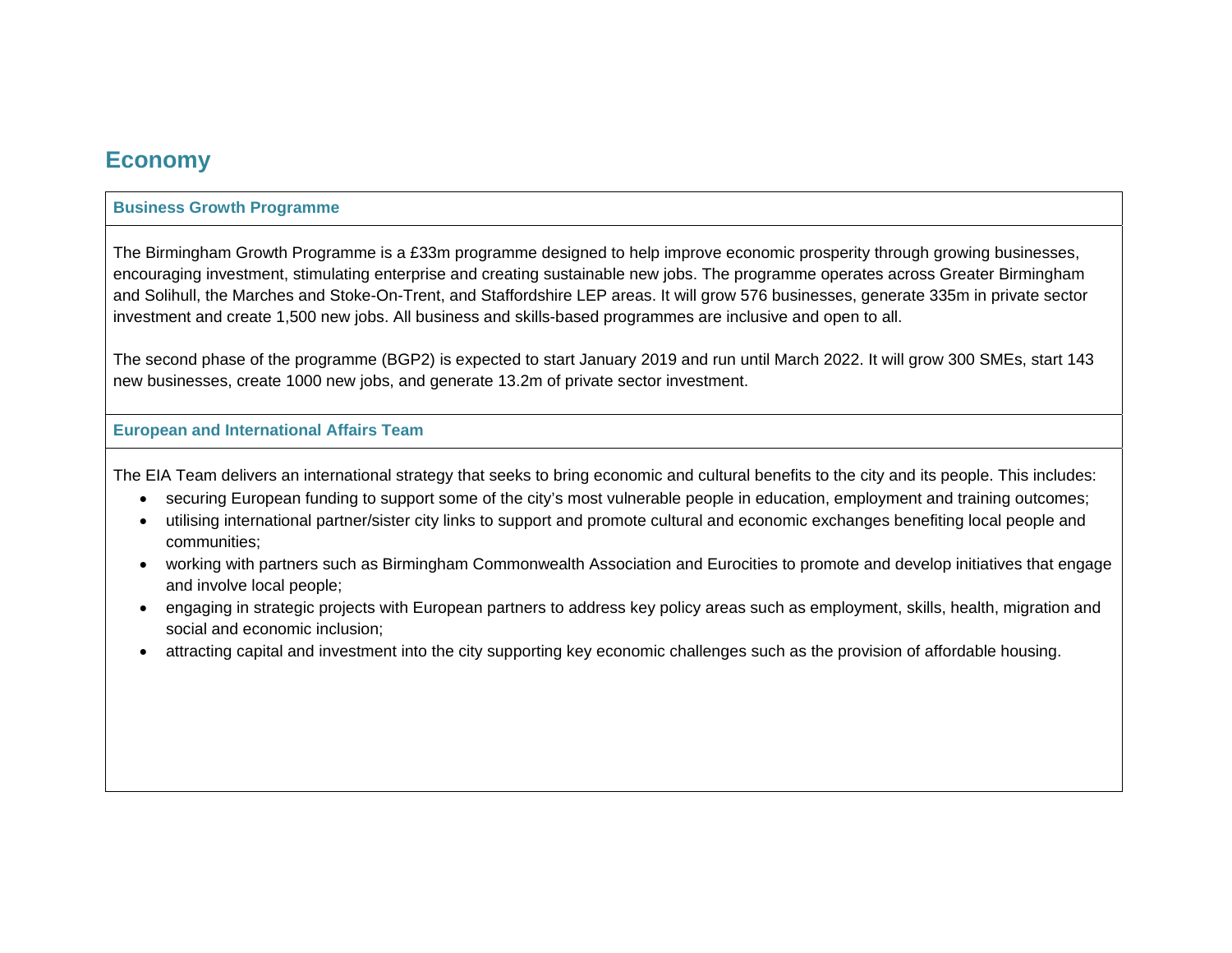## Economy

### Business Growth Programme

The Birmingham Growth Programme is a £33m programme designed to help improve economic prosperity through growing businesses, encouraging investment, stimulating enterprise and creating sustainable new jobs. The programme operates across Greater Birmingham and Solihull, the Marches and Stoke-On-Trent, and Staffordshire LEP areas. It will grow 576 businesses, generate 335m in private sector investment and create 1,500 new jobs. All business and skills-based programmes are inclusive and open to all.

The second phase of the programme (BGP2) is expected to start January 2019 and run until March 2022. It will grow 300 SMEs, start 143 new businesses, create 1000 new jobs, and generate 13.2m of private sector investment.

### European and International Affairs Team

The EIA Team delivers an international strategy that seeks to bring economic and cultural benefits to the city and its people. This includes:

- securing European funding to support some of the city's most vulnerable people in education, employment and training outcomes;
- utilising international partner/sister city links to support and promote cultural and economic exchanges benefiting local people and communities;
- working with partners such as Birmingham Commonwealth Association and Eurocities to promote and develop initiatives that engage and involve local people;
- engaging in strategic projects with European partners to address key policy areas such as employment, skills, health, migration and social and economic inclusion;
- attracting capital and investment into the city supporting key economic challenges such as the provision of affordable housing.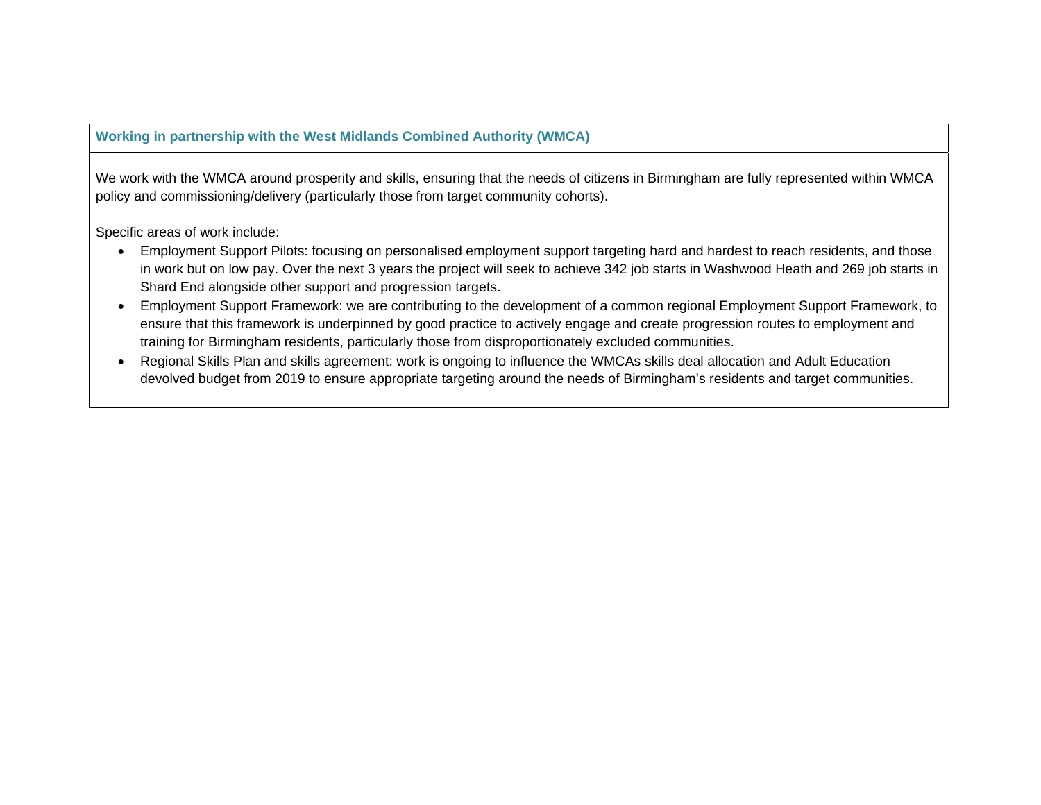**Working in partnership with the West Midlands Combined Authority (WMCA)**

We work with the WMCA around prosperity and skills, ensuring that the needs of citizens in Birmingham are fully represented within WMCA policy and commissioning/delivery (particularly those from target community cohorts).

Specific areas of work include:

- Employment Support Pilots: focusing on personalised employment support targeting hard and hardest to reach residents, and those in work but on low pay. Over the next 3 years the project will seek to achieve 342 job starts in Washwood Heath and 269 job starts in Shard End alongside other support and progression targets.
- Employment Support Framework: we are contributing to the development of a common regional Employment Support Framework, to ensure that this framework is underpinned by good practice to actively engage and create progression routes to employment and training for Birmingham residents, particularly those from disproportionately excluded communities.
- Regional Skills Plan and skills agreement: work is ongoing to influence the WMCAs skills deal allocation and Adult Education devolved budget from 2019 to ensure appropriate targeting around the needs of Birmingham's residents and target communities.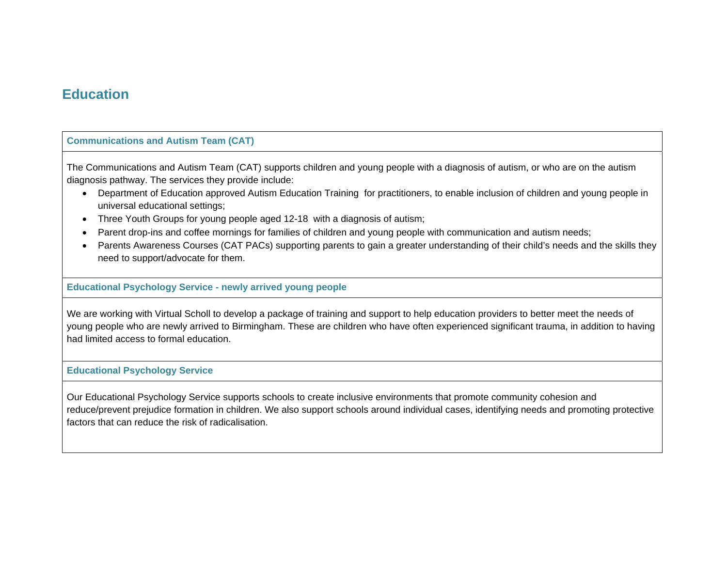## Education

### Communications and Autism Team (CAT)

The Communications and Autism Team (CAT) supports children and young people with a diagnosis of autism, or who are on the autism diagnosis pathway. The services they provide include:

- Department of Education approved Autism Education Training for practitioners, to enable inclusion of children and young people in universal educational settings;
- Three Youth Groups for young people aged 12-18 with a diagnosis of autism;
- Parent drop-ins and coffee mornings for families of children and young people with communication and autism needs;
- Parents Awareness Courses (CAT PACs) supporting parents to gain a greater understanding of their child's needs and the skills they need to support/advocate for them.

### Educational Psychology Service - newly arrived young people

We are working with Virtual Scholl to develop a package of training and support to help education providers to better meet the needs of young people who are newly arrived to Birmingham. These are children who have often experienced significant trauma, in addition to having had limited access to formal education.

### Educational Psychology Service

Our Educational Psychology Service supports schools to create inclusive environments that promote community cohesion and reduce/prevent prejudice formation in children. We also support schools around individual cases, identifying needs and promoting protective factors that can reduce the risk of radicalisation.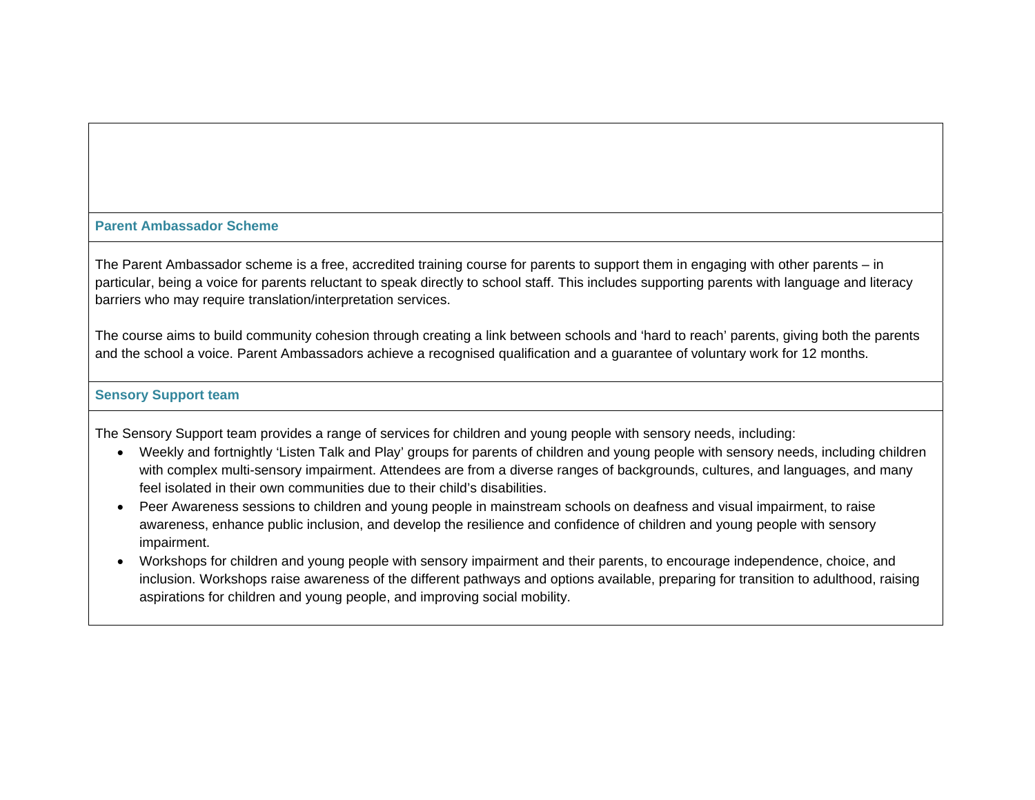### Parent Ambassador Scheme

The Parent Ambassador scheme is a free, accredited training course for parents to support them in engaging with other parents – in particular, being a voice for parents reluctant to speak directly to school staff. This includes supporting parents with language and literacy barriers who may require translation/interpretation services.

The course aims to build community cohesion through creating a link between schools and 'hard to reach' parents, giving both the parents and the school a voice. Parent Ambassadors achieve a recognised qualification and a guarantee of voluntary work for 12 months.

### Sensory Support team

The Sensory Support team provides a range of services for children and young people with sensory needs, including:

- Weekly and fortnightly 'Listen Talk and Play' groups for parents of children and young people with sensory needs, including children with complex multi-sensory impairment. Attendees are from a diverse ranges of backgrounds, cultures, and languages, and many feel isolated in their own communities due to their child's disabilities.
- Peer Awareness sessions to children and young people in mainstream schools on deafness and visual impairment, to raise awareness, enhance public inclusion, and develop the resilience and confidence of children and young people with sensory impairment.
- Workshops for children and young people with sensory impairment and their parents, to encourage independence, choice, and inclusion. Workshops raise awareness of the different pathways and options available, preparing for transition to adulthood, raising aspirations for children and young people, and improving social mobility.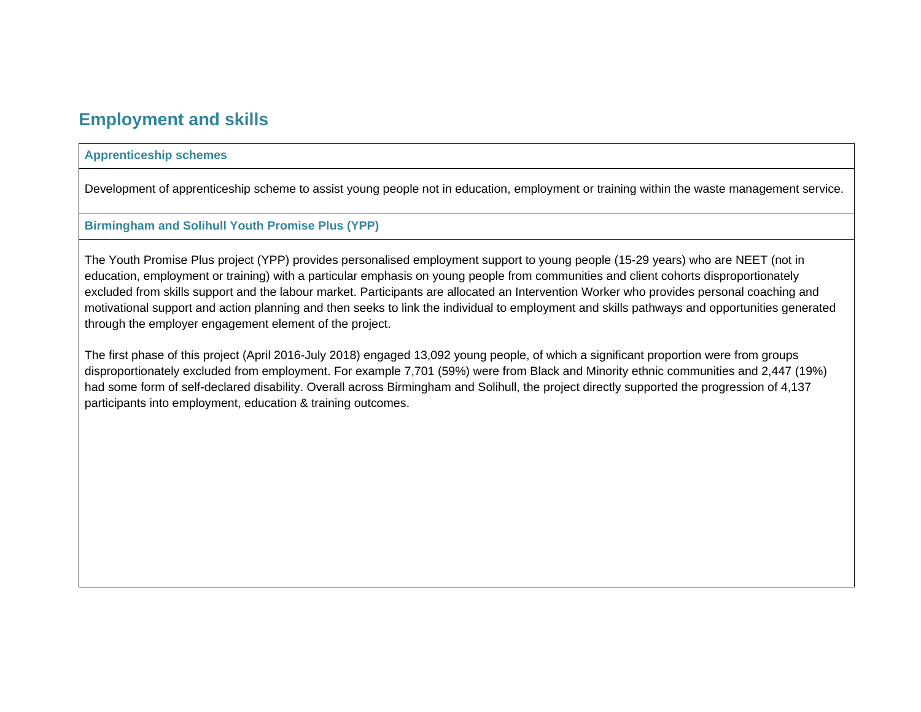## Employment and skills

### Apprenticeship schemes

Development of apprenticeship scheme to assist young people not in education, employment or training within the waste management service.

### Birmingham and Solihull Youth Promise Plus (YPP)

The Youth Promise Plus project (YPP) provides personalised employment support to young people (15-29 years) who are NEET (not in education, employment or training) with a particular emphasis on young people from communities and client cohorts disproportionately excluded from skills support and the labour market. Participants are allocated an Intervention Worker who provides personal coaching and motivational support and action planning and then seeks to link the individual to employment and skills pathways and opportunities generated through the employer engagement element of the project.

The first phase of this project (April 2016-July 2018) engaged 13,092 young people, of which a significant proportion were from groups disproportionately excluded from employment. For example 7,701 (59%) were from Black and Minority ethnic communities and 2,447 (19%) had some form of self-declared disability. Overall across Birmingham and Solihull, the project directly supported the progression of 4,137 participants into employment, education & training outcomes.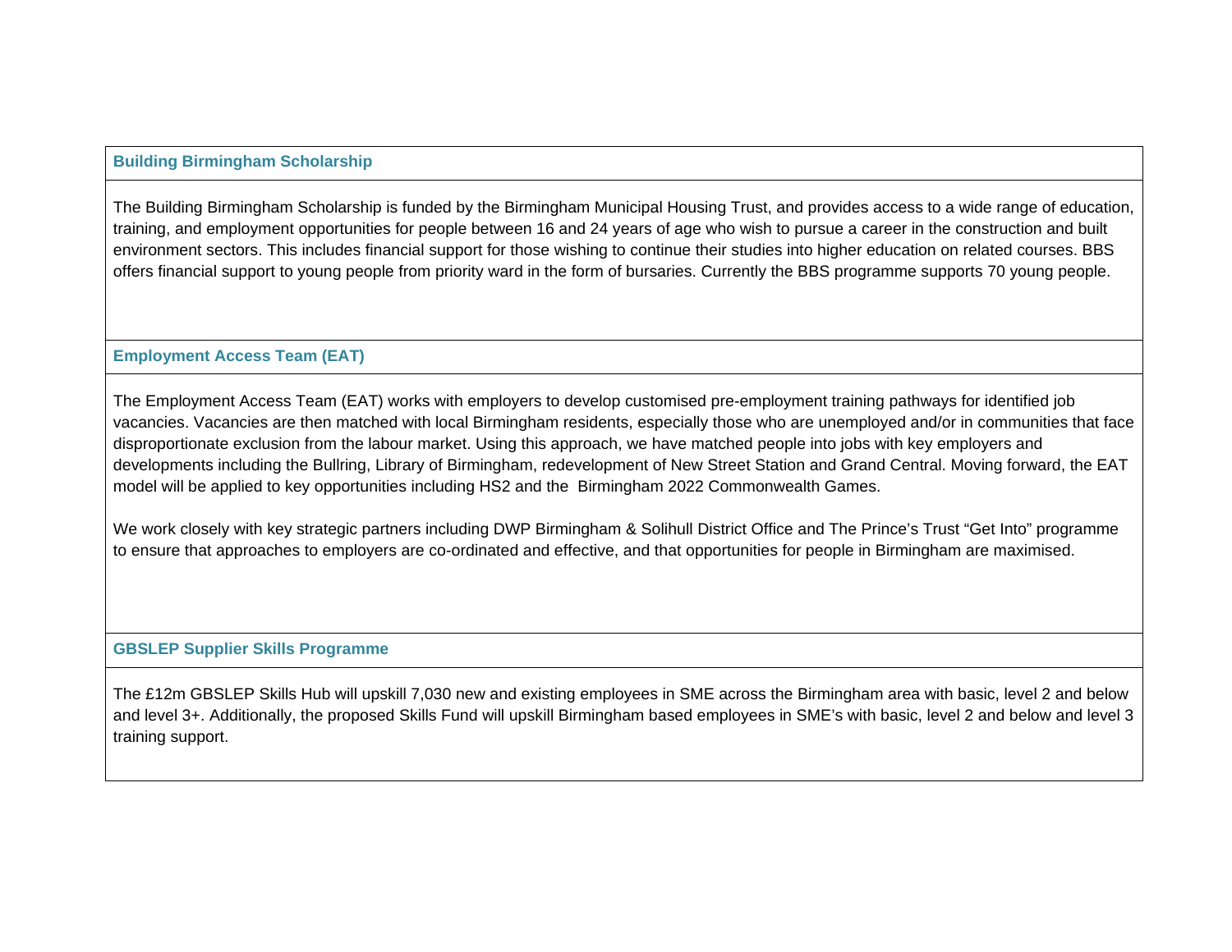### Building Birmingham Scholarship

The Building Birmingham Scholarship is funded by the Birmingham Municipal Housing Trust, and provides access to a wide range of education, training, and employment opportunities for people between 16 and 24 years of age who wish to pursue a career in the construction and built environment sectors. This includes financial support for those wishing to continue their studies into higher education on related courses. BBS offers financial support to young people from priority ward in the form of bursaries. Currently the BBS programme supports 70 young people.

### Employment Access Team (EAT)

The Employment Access Team (EAT) works with employers to develop customised pre-employment training pathways for identified job vacancies. Vacancies are then matched with local Birmingham residents, especially those who are unemployed and/or in communities that face disproportionate exclusion from the labour market. Using this approach, we have matched people into jobs with key employers and developments including the Bullring, Library of Birmingham, redevelopment of New Street Station and Grand Central. Moving forward, the EAT model will be applied to key opportunities including HS2 and the Birmingham 2022 Commonwealth Games.

We work closely with key strategic partners including DWP Birmingham & Solihull District Office and The Prince's Trust "Get Into" programme to ensure that approaches to employers are co-ordinated and effective, and that opportunities for people in Birmingham are maximised.

### GBSLEP Supplier Skills Programme

The £12m GBSLEP Skills Hub will upskill 7,030 new and existing employees in SME across the Birmingham area with basic, level 2 and below and level 3+. Additionally, the proposed Skills Fund will upskill Birmingham based employees in SME's with basic, level 2 and below and level 3 training support.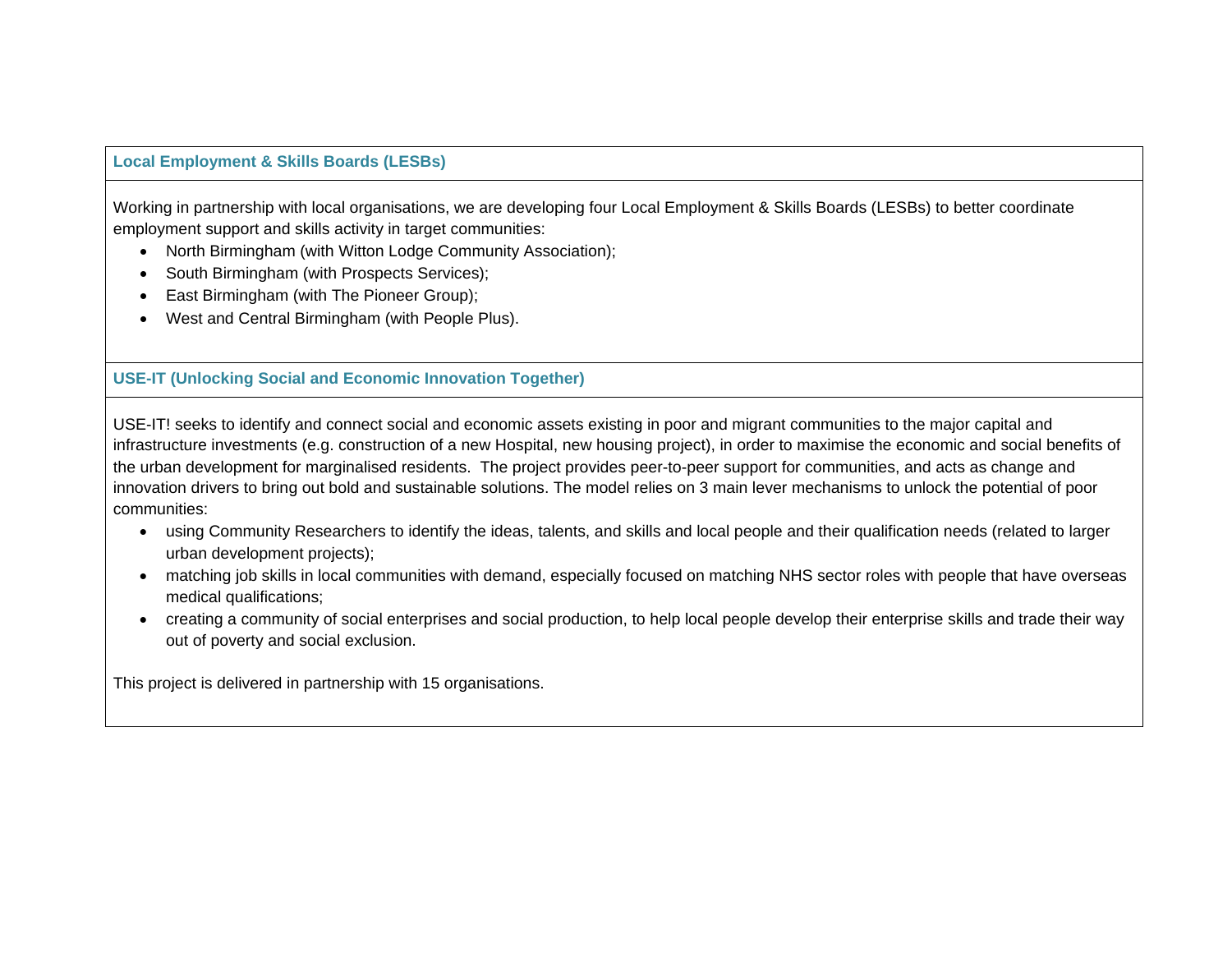### Local Employment & Skills Boards (LESBs)

Working in partnership with local organisations, we are developing four Local Employment & Skills Boards (LESBs) to better coordinate employment support and skills activity in target communities:

- North Birmingham (with Witton Lodge Community Association);
- South Birmingham (with Prospects Services);
- East Birmingham (with The Pioneer Group);
- West and Central Birmingham (with People Plus).

### USE-IT (Unlocking Social and Economic Innovation Together)

USE-IT! seeks to identify and connect social and economic assets existing in poor and migrant communities to the major capital and infrastructure investments (e.g. construction of a new Hospital, new housing project), in order to maximise the economic and social benefits of the urban development for marginalised residents.  The project provides peer-to-peer support for communities, and acts as change and innovation drivers to bring out bold and sustainable solutions. The model relies on 3 main lever mechanisms to unlock the potential of poor communities:

- using Community Researchers to identify the ideas, talents, and skills and local people and their qualification needs (related to larger urban development projects);
- matching job skills in local communities with demand, especially focused on matching NHS sector roles with people that have overseas medical qualifications;
- creating a community of social enterprises and social production, to help local people develop their enterprise skills and trade their way out of poverty and social exclusion.

This project is delivered in partnership with 15 organisations.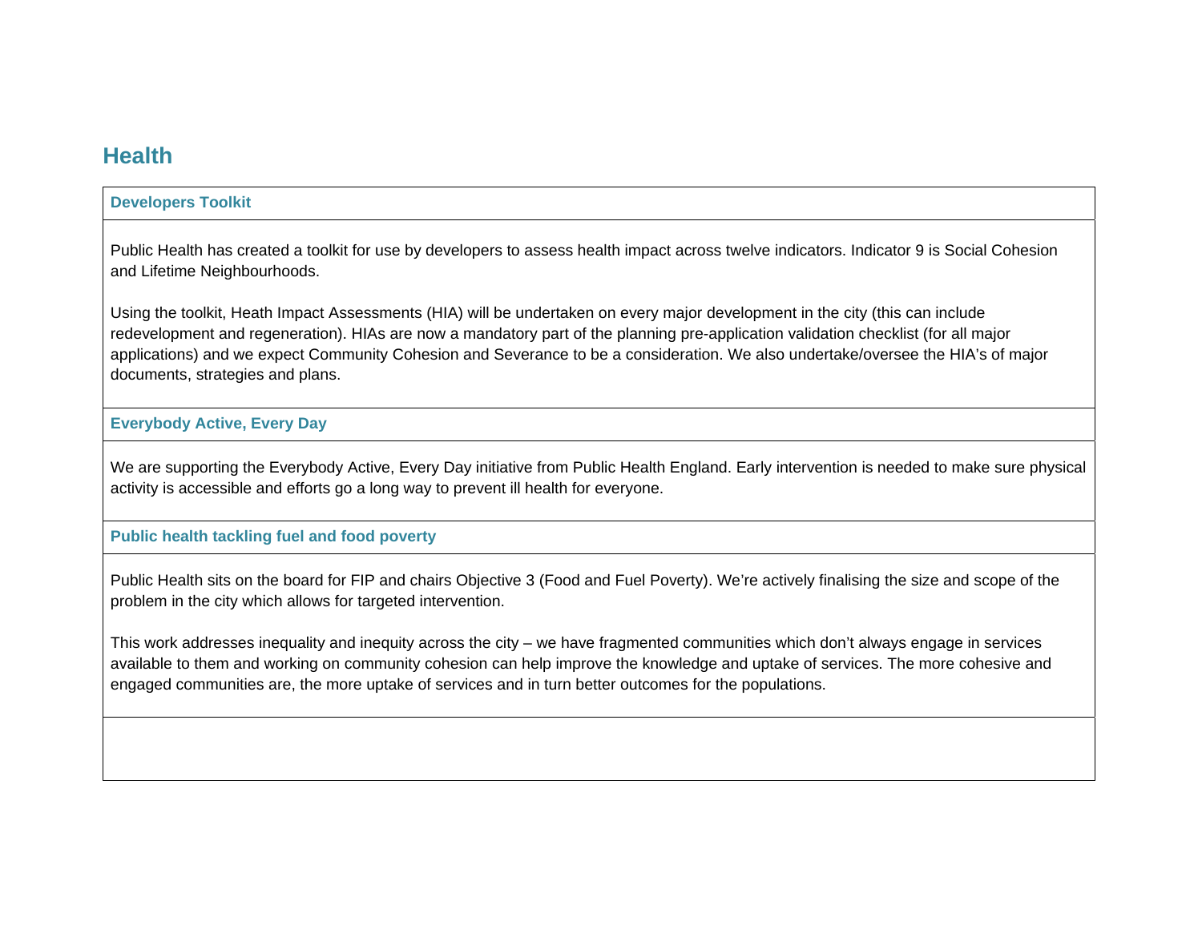## Health

### Developers Toolkit

Public Health has created a toolkit for use by developers to assess health impact across twelve indicators. Indicator 9 is Social Cohesion and Lifetime Neighbourhoods.

Using the toolkit, Heath Impact Assessments (HIA) will be undertaken on every major development in the city (this can include redevelopment and regeneration). HIAs are now a mandatory part of the planning pre-application validation checklist (for all major applications) and we expect Community Cohesion and Severance to be a consideration. We also undertake/oversee the HIA's of major documents, strategies and plans.

### Everybody Active, Every Day

We are supporting the Everybody Active, Every Day initiative from Public Health England. Early intervention is needed to make sure physical activity is accessible and efforts go a long way to prevent ill health for everyone.

### Public health tackling fuel and food poverty

Public Health sits on the board for FIP and chairs Objective 3 (Food and Fuel Poverty). We're actively finalising the size and scope of the problem in the city which allows for targeted intervention.

This work addresses inequality and inequity across the city – we have fragmented communities which don't always engage in services available to them and working on community cohesion can help improve the knowledge and uptake of services. The more cohesive and engaged communities are, the more uptake of services and in turn better outcomes for the populations.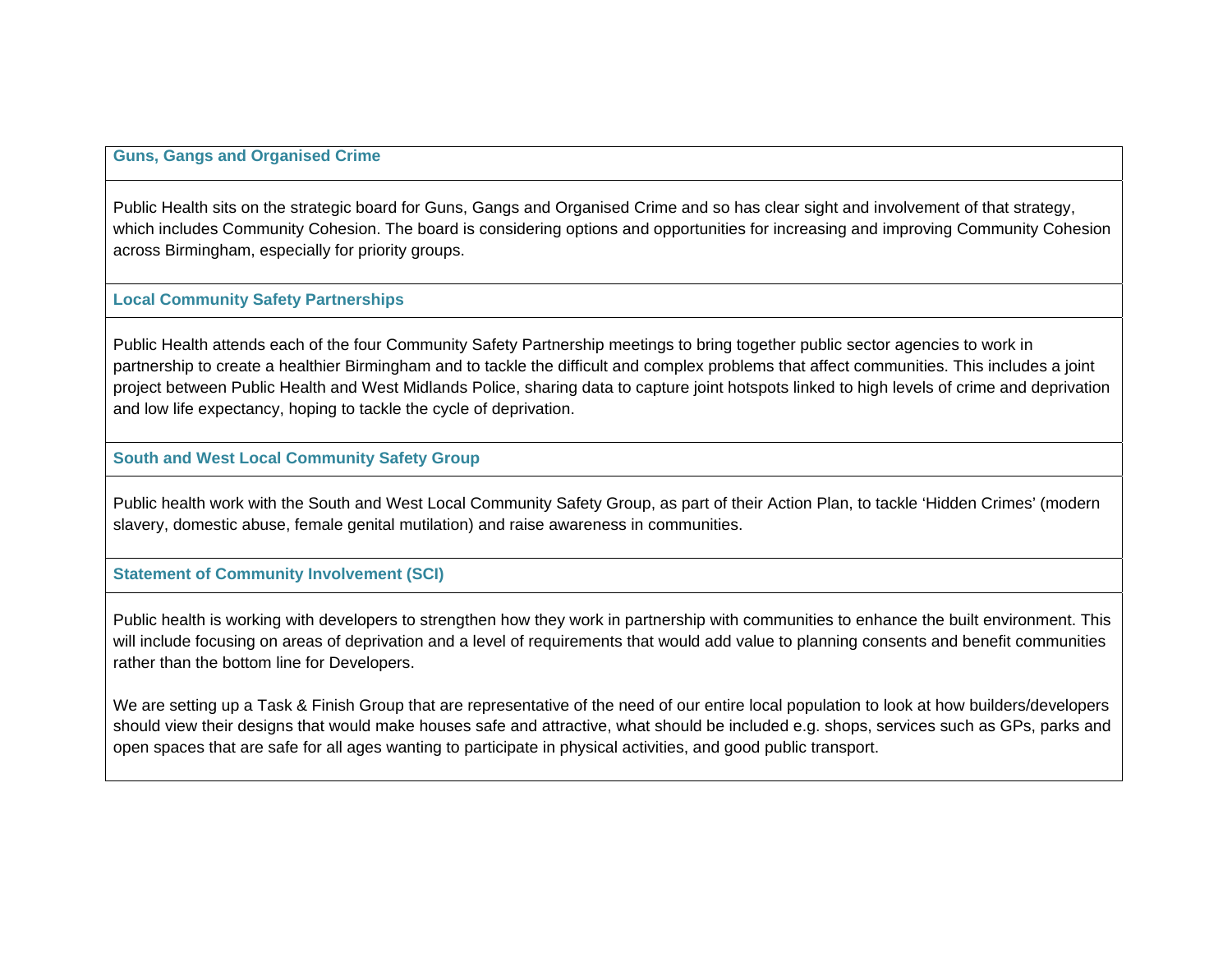### Guns, Gangs and Organised Crime

Public Health sits on the strategic board for Guns, Gangs and Organised Crime and so has clear sight and involvement of that strategy, which includes Community Cohesion. The board is considering options and opportunities for increasing and improving Community Cohesion across Birmingham, especially for priority groups.

### Local Community Safety Partnerships

Public Health attends each of the four Community Safety Partnership meetings to bring together public sector agencies to work in partnership to create a healthier Birmingham and to tackle the difficult and complex problems that affect communities. This includes a joint project between Public Health and West Midlands Police, sharing data to capture joint hotspots linked to high levels of crime and deprivation and low life expectancy, hoping to tackle the cycle of deprivation.

### South and West Local Community Safety Group

Public health work with the South and West Local Community Safety Group, as part of their Action Plan, to tackle 'Hidden Crimes' (modern slavery, domestic abuse, female genital mutilation) and raise awareness in communities.

### Statement of Community Involvement (SCI)

Public health is working with developers to strengthen how they work in partnership with communities to enhance the built environment. This will include focusing on areas of deprivation and a level of requirements that would add value to planning consents and benefit communities rather than the bottom line for Developers.

We are setting up a Task & Finish Group that are representative of the need of our entire local population to look at how builders/developers should view their designs that would make houses safe and attractive, what should be included e.g. shops, services such as GPs, parks and open spaces that are safe for all ages wanting to participate in physical activities, and good public transport.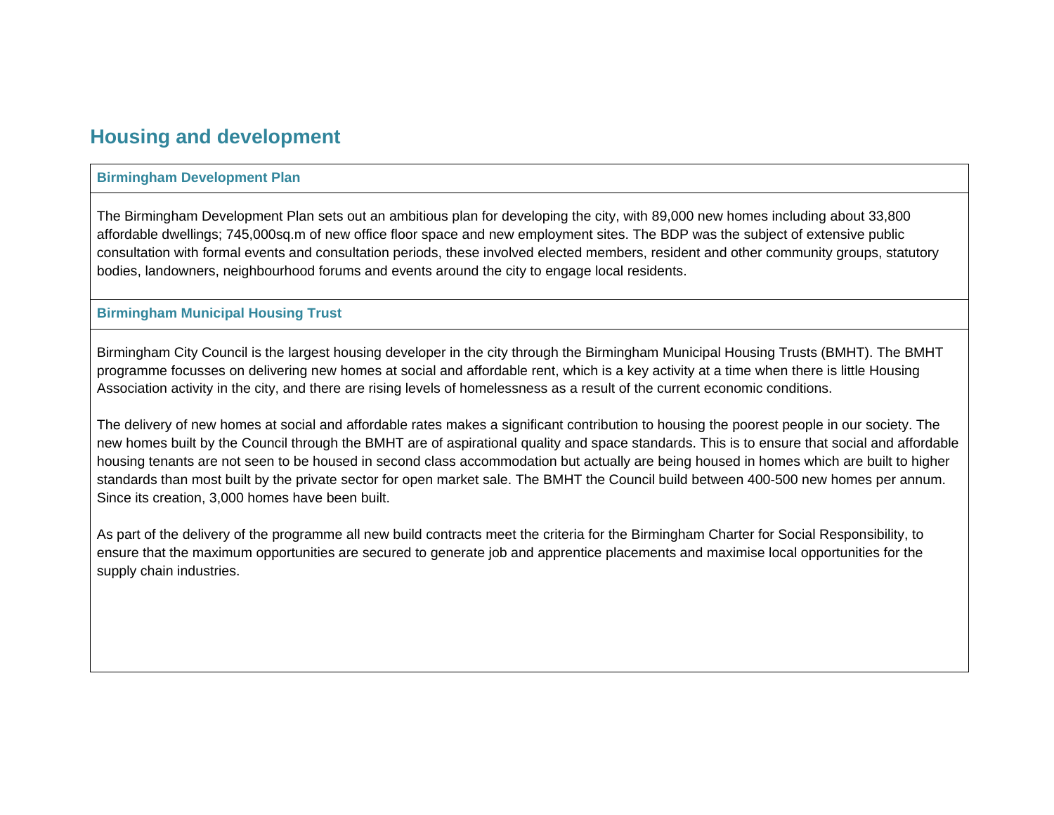## Housing and development

### Birmingham Development Plan

The Birmingham Development Plan sets out an ambitious plan for developing the city, with 89,000 new homes including about 33,800 affordable dwellings; 745,000sq.m of new office floor space and new employment sites. The BDP was the subject of extensive public consultation with formal events and consultation periods, these involved elected members, resident and other community groups, statutory bodies, landowners, neighbourhood forums and events around the city to engage local residents.

### Birmingham Municipal Housing Trust

Birmingham City Council is the largest housing developer in the city through the Birmingham Municipal Housing Trusts (BMHT). The BMHT programme focusses on delivering new homes at social and affordable rent, which is a key activity at a time when there is little Housing Association activity in the city, and there are rising levels of homelessness as a result of the current economic conditions.

The delivery of new homes at social and affordable rates makes a significant contribution to housing the poorest people in our society. The new homes built by the Council through the BMHT are of aspirational quality and space standards. This is to ensure that social and affordable housing tenants are not seen to be housed in second class accommodation but actually are being housed in homes which are built to higher standards than most built by the private sector for open market sale. The BMHT the Council build between 400-500 new homes per annum. Since its creation, 3,000 homes have been built.

As part of the delivery of the programme all new build contracts meet the criteria for the Birmingham Charter for Social Responsibility, to ensure that the maximum opportunities are secured to generate job and apprentice placements and maximise local opportunities for the supply chain industries.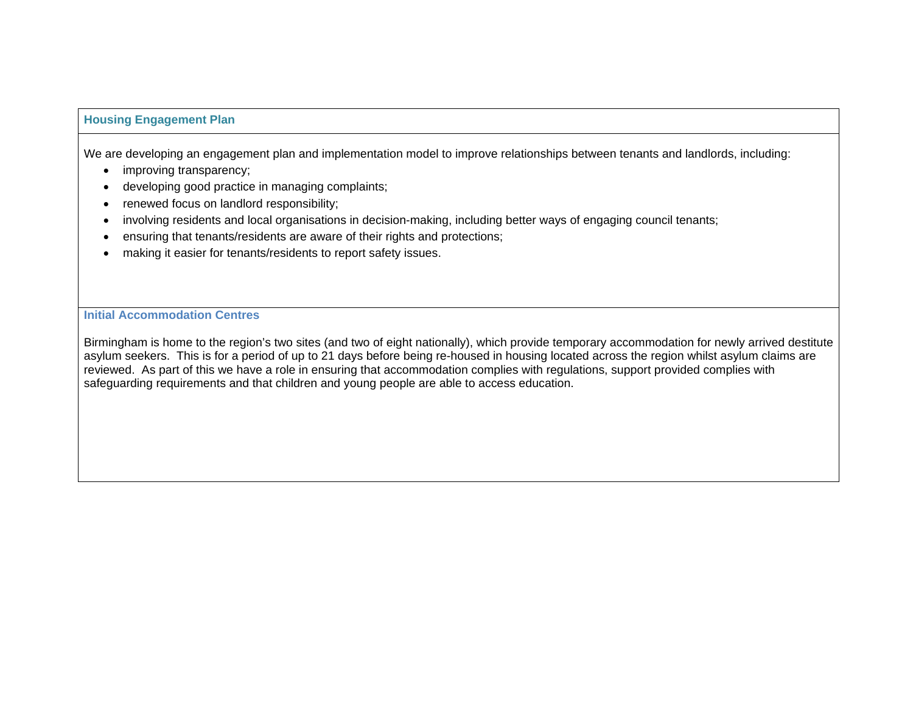### Housing Engagement Plan

We are developing an engagement plan and implementation model to improve relationships between tenants and landlords, including:

- improving transparency;
- developing good practice in managing complaints;
- renewed focus on landlord responsibility;
- involving residents and local organisations in decision-making, including better ways of engaging council tenants;
- ensuring that tenants/residents are aware of their rights and protections;
- making it easier for tenants/residents to report safety issues.

### Initial Accommodation Centres

Birmingham is home to the region's two sites (and two of eight nationally), which provide temporary accommodation for newly arrived destitute asylum seekers. This is for a period of up to 21 days before being re-housed in housing located across the region whilst asylum claims are reviewed. As part of this we have a role in ensuring that accommodation complies with regulations, support provided complies with safeguarding requirements and that children and young people are able to access education.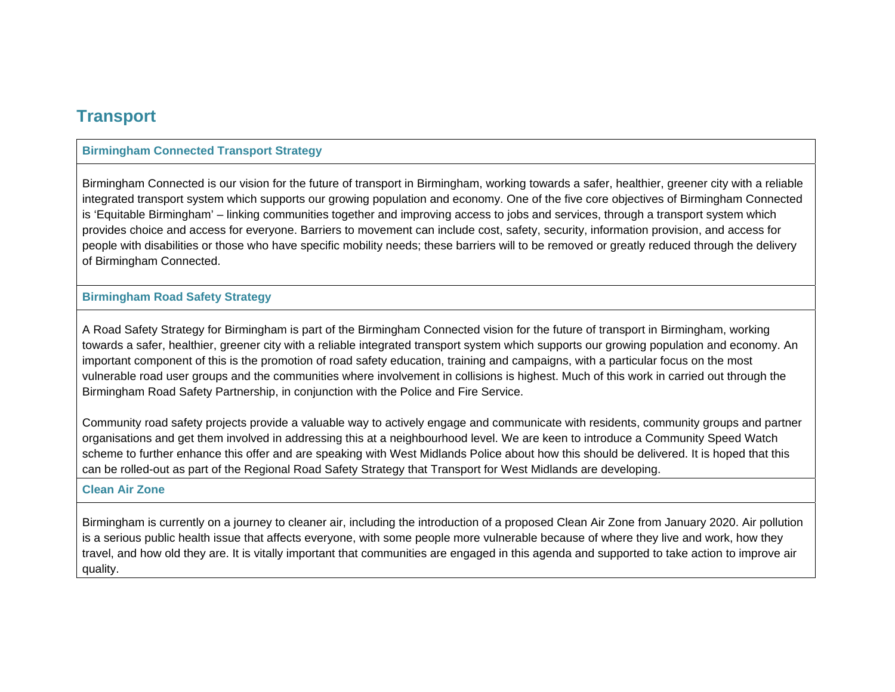## Transport

### Birmingham Connected Transport Strategy

Birmingham Connected is our vision for the future of transport in Birmingham, working towards a safer, healthier, greener city with a reliable integrated transport system which supports our growing population and economy. One of the five core objectives of Birmingham Connected is 'Equitable Birmingham' – linking communities together and improving access to jobs and services, through a transport system which provides choice and access for everyone. Barriers to movement can include cost, safety, security, information provision, and access for people with disabilities or those who have specific mobility needs; these barriers will to be removed or greatly reduced through the delivery of Birmingham Connected.

### Birmingham Road Safety Strategy

A Road Safety Strategy for Birmingham is part of the Birmingham Connected vision for the future of transport in Birmingham, working towards a safer, healthier, greener city with a reliable integrated transport system which supports our growing population and economy. An important component of this is the promotion of road safety education, training and campaigns, with a particular focus on the most vulnerable road user groups and the communities where involvement in collisions is highest. Much of this work in carried out through the Birmingham Road Safety Partnership, in conjunction with the Police and Fire Service.

Community road safety projects provide a valuable way to actively engage and communicate with residents, community groups and partner organisations and get them involved in addressing this at a neighbourhood level. We are keen to introduce a Community Speed Watch scheme to further enhance this offer and are speaking with West Midlands Police about how this should be delivered. It is hoped that this can be rolled-out as part of the Regional Road Safety Strategy that Transport for West Midlands are developing.

### Clean Air Zone

Birmingham is currently on a journey to cleaner air, including the introduction of a proposed Clean Air Zone from January 2020. Air pollution is a serious public health issue that affects everyone, with some people more vulnerable because of where they live and work, how they travel, and how old they are. It is vitally important that communities are engaged in this agenda and supported to take action to improve air quality.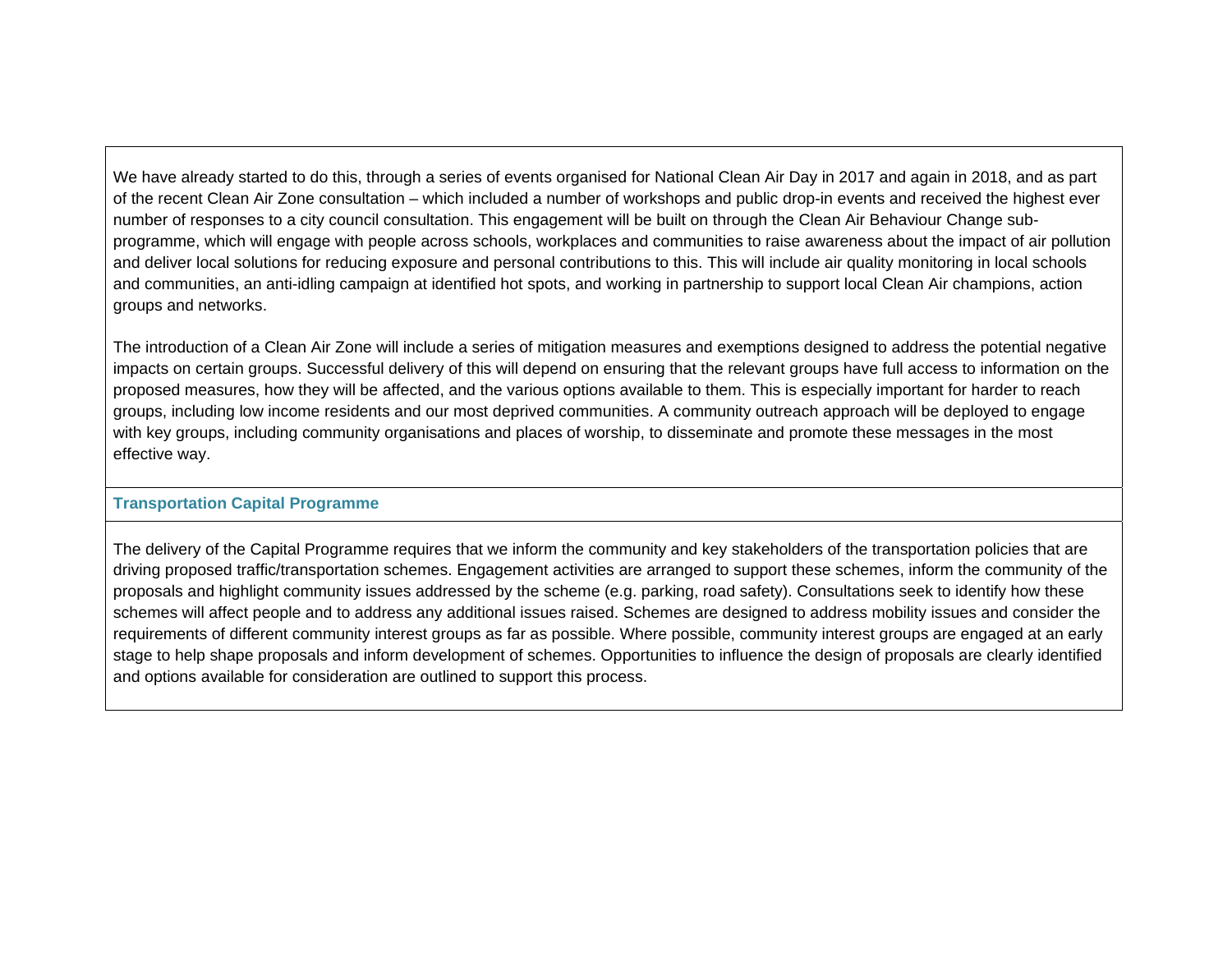We have already started to do this, through a series of events organised for National Clean Air Day in 2017 and again in 2018, and as part of the recent Clean Air Zone consultation – which included a number of workshops and public drop-in events and received the highest ever number of responses to a city council consultation. This engagement will be built on through the Clean Air Behaviour Change sub-programme, which will engage with people across schools, workplaces and communities to raise awareness about the impact of air pollution and deliver local solutions for reducing exposure and personal contributions to this. This will include air quality monitoring in local schools and communities, an anti-idling campaign at identified hot spots, and working in partnership to support local Clean Air champions, action groups and networks.

The introduction of a Clean Air Zone will include a series of mitigation measures and exemptions designed to address the potential negative impacts on certain groups. Successful delivery of this will depend on ensuring that the relevant groups have full access to information on the proposed measures, how they will be affected, and the various options available to them. This is especially important for harder to reach groups, including low income residents and our most deprived communities. A community outreach approach will be deployed to engage with key groups, including community organisations and places of worship, to disseminate and promote these messages in the most effective way.

**Transportation Capital Programme**

The delivery of the Capital Programme requires that we inform the community and key stakeholders of the transportation policies that are driving proposed traffic/transportation schemes. Engagement activities are arranged to support these schemes, inform the community of the proposals and highlight community issues addressed by the scheme (e.g. parking, road safety). Consultations seek to identify how these schemes will affect people and to address any additional issues raised. Schemes are designed to address mobility issues and consider the requirements of different community interest groups as far as possible. Where possible, community interest groups are engaged at an early stage to help shape proposals and inform development of schemes. Opportunities to influence the design of proposals are clearly identified and options available for consideration are outlined to support this process.